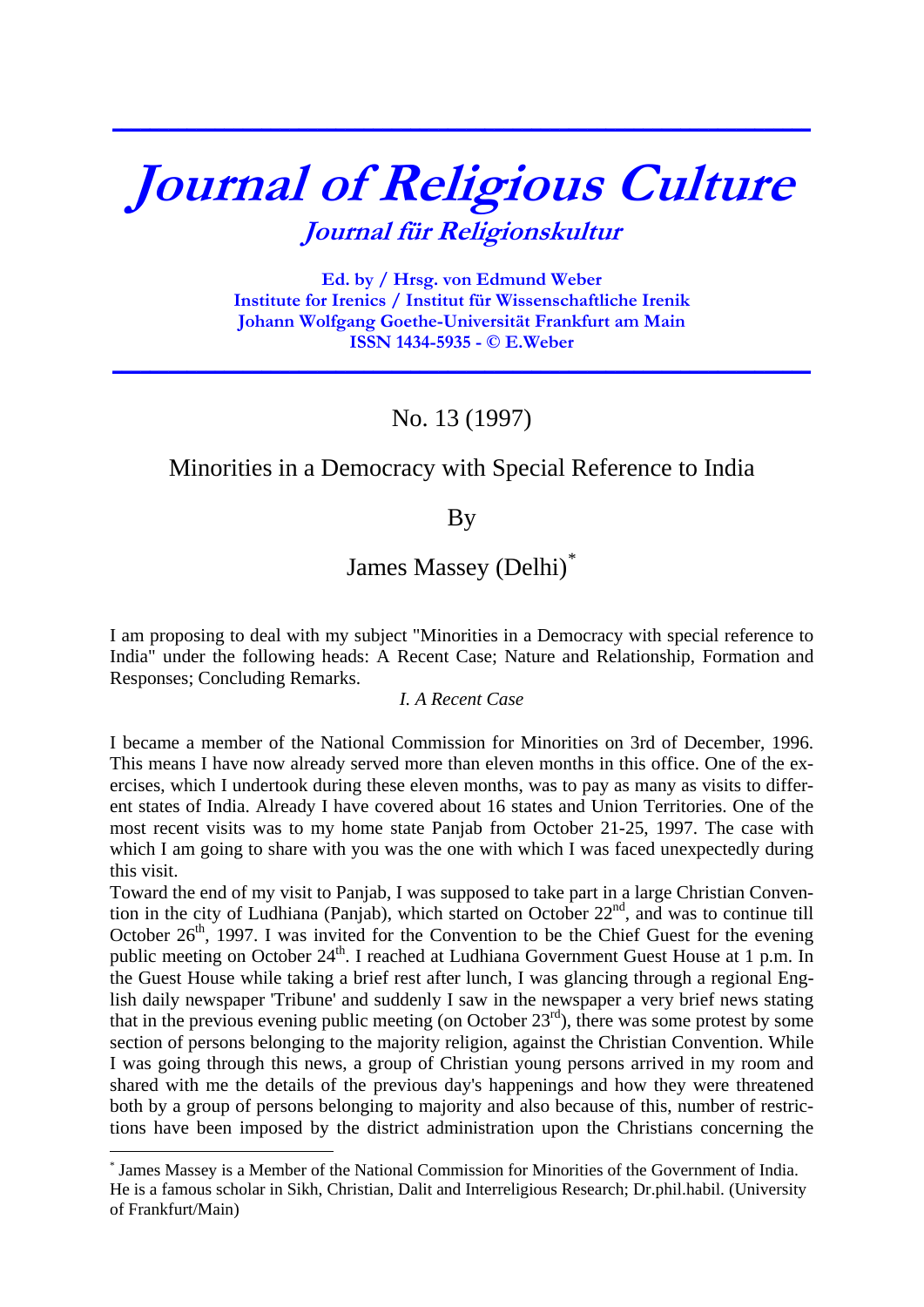# Journal of Religious Culture

## Journal für Religionskultur

**Ed. by / Hrsg. von Edmund Weber**
**Institute for Irenics / Institut für Wissenschaftliche Irenik**
**Johann Wolfgang Goethe-Universität Frankfurt am Main**
**ISSN 1434-5935 - © E.Weber**

---

No. 13 (1997)

## Minorities in a Democracy with Special Reference to India

By

James Massey (Delhi)*

I am proposing to deal with my subject "Minorities in a Democracy with special reference to India" under the following heads: A Recent Case; Nature and Relationship, Formation and Responses; Concluding Remarks.

### *I. A Recent Case*

I became a member of the National Commission for Minorities on 3rd of December, 1996. This means I have now already served more than eleven months in this office. One of the exercises, which I undertook during these eleven months, was to pay as many as visits to different states of India. Already I have covered about 16 states and Union Territories. One of the most recent visits was to my home state Panjab from October 21-25, 1997. The case with which I am going to share with you was the one with which I was faced unexpectedly during this visit.

Toward the end of my visit to Panjab, I was supposed to take part in a large Christian Convention in the city of Ludhiana (Panjab), which started on October 22nd, and was to continue till October 26th, 1997. I was invited for the Convention to be the Chief Guest for the evening public meeting on October 24th. I reached at Ludhiana Government Guest House at 1 p.m. In the Guest House while taking a brief rest after lunch, I was glancing through a regional English daily newspaper 'Tribune' and suddenly I saw in the newspaper a very brief news stating that in the previous evening public meeting (on October 23rd), there was some protest by some section of persons belonging to the majority religion, against the Christian Convention. While I was going through this news, a group of Christian young persons arrived in my room and shared with me the details of the previous day's happenings and how they were threatened both by a group of persons belonging to majority and also because of this, number of restrictions have been imposed by the district administration upon the Christians concerning the

---

* James Massey is a Member of the National Commission for Minorities of the Government of India. He is a famous scholar in Sikh, Christian, Dalit and Interreligious Research; Dr.phil.habil. (University of Frankfurt/Main)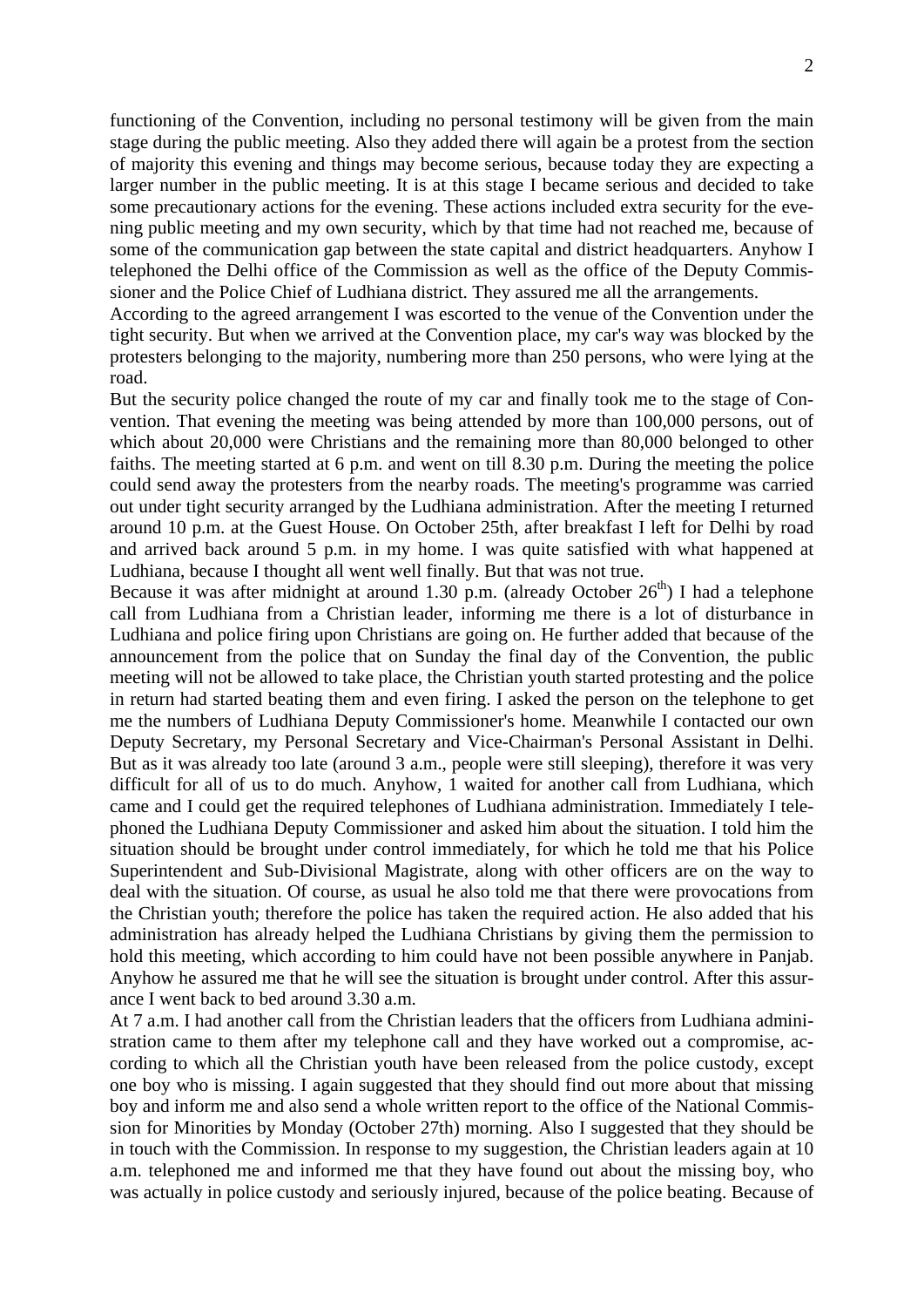functioning of the Convention, including no personal testimony will be given from the main stage during the public meeting. Also they added there will again be a protest from the section of majority this evening and things may become serious, because today they are expecting a larger number in the public meeting. It is at this stage I became serious and decided to take some precautionary actions for the evening. These actions included extra security for the evening public meeting and my own security, which by that time had not reached me, because of some of the communication gap between the state capital and district headquarters. Anyhow I telephoned the Delhi office of the Commission as well as the office of the Deputy Commissioner and the Police Chief of Ludhiana district. They assured me all the arrangements.

According to the agreed arrangement I was escorted to the venue of the Convention under the tight security. But when we arrived at the Convention place, my car's way was blocked by the protesters belonging to the majority, numbering more than 250 persons, who were lying at the road.

But the security police changed the route of my car and finally took me to the stage of Convention. That evening the meeting was being attended by more than 100,000 persons, out of which about 20,000 were Christians and the remaining more than 80,000 belonged to other faiths. The meeting started at 6 p.m. and went on till 8.30 p.m. During the meeting the police could send away the protesters from the nearby roads. The meeting's programme was carried out under tight security arranged by the Ludhiana administration. After the meeting I returned around 10 p.m. at the Guest House. On October 25th, after breakfast I left for Delhi by road and arrived back around 5 p.m. in my home. I was quite satisfied with what happened at Ludhiana, because I thought all went well finally. But that was not true.

Because it was after midnight at around 1.30 p.m. (already October 26th) I had a telephone call from Ludhiana from a Christian leader, informing me there is a lot of disturbance in Ludhiana and police firing upon Christians are going on. He further added that because of the announcement from the police that on Sunday the final day of the Convention, the public meeting will not be allowed to take place, the Christian youth started protesting and the police in return had started beating them and even firing. I asked the person on the telephone to get me the numbers of Ludhiana Deputy Commissioner's home. Meanwhile I contacted our own Deputy Secretary, my Personal Secretary and Vice-Chairman's Personal Assistant in Delhi. But as it was already too late (around 3 a.m., people were still sleeping), therefore it was very difficult for all of us to do much. Anyhow, 1 waited for another call from Ludhiana, which came and I could get the required telephones of Ludhiana administration. Immediately I telephoned the Ludhiana Deputy Commissioner and asked him about the situation. I told him the situation should be brought under control immediately, for which he told me that his Police Superintendent and Sub-Divisional Magistrate, along with other officers are on the way to deal with the situation. Of course, as usual he also told me that there were provocations from the Christian youth; therefore the police has taken the required action. He also added that his administration has already helped the Ludhiana Christians by giving them the permission to hold this meeting, which according to him could have not been possible anywhere in Panjab. Anyhow he assured me that he will see the situation is brought under control. After this assurance I went back to bed around 3.30 a.m.

At 7 a.m. I had another call from the Christian leaders that the officers from Ludhiana administration came to them after my telephone call and they have worked out a compromise, according to which all the Christian youth have been released from the police custody, except one boy who is missing. I again suggested that they should find out more about that missing boy and inform me and also send a whole written report to the office of the National Commission for Minorities by Monday (October 27th) morning. Also I suggested that they should be in touch with the Commission. In response to my suggestion, the Christian leaders again at 10 a.m. telephoned me and informed me that they have found out about the missing boy, who was actually in police custody and seriously injured, because of the police beating. Because of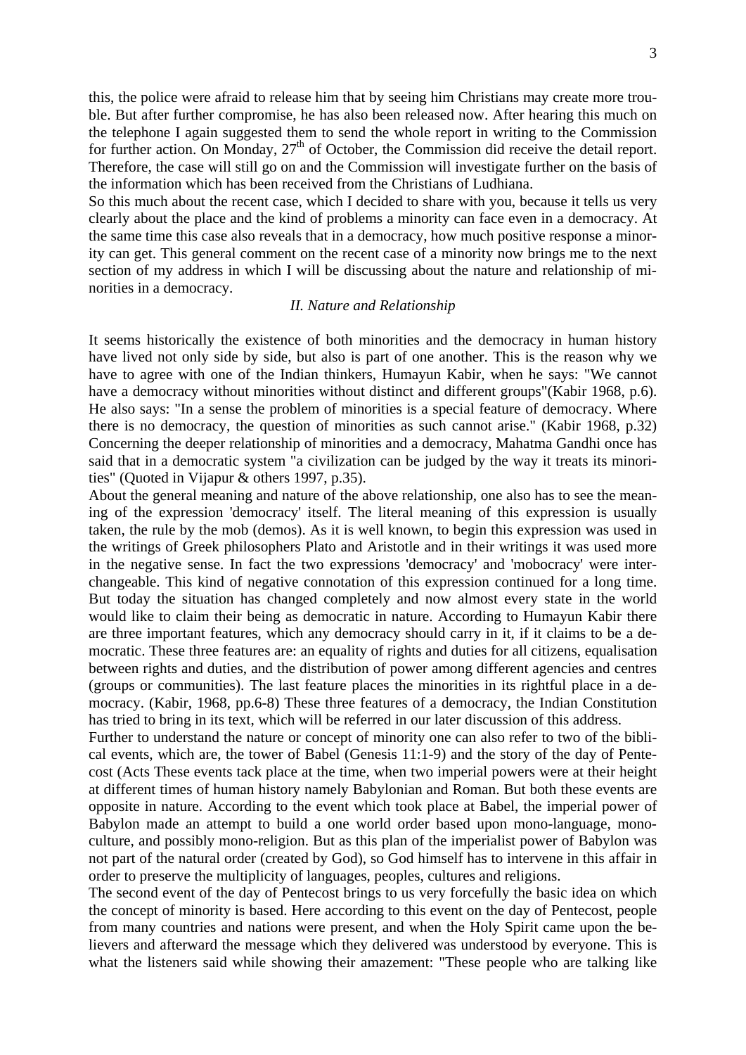this, the police were afraid to release him that by seeing him Christians may create more trouble. But after further compromise, he has also been released now. After hearing this much on the telephone I again suggested them to send the whole report in writing to the Commission for further action. On Monday, 27[th] of October, the Commission did receive the detail report. Therefore, the case will still go on and the Commission will investigate further on the basis of the information which has been received from the Christians of Ludhiana.

So this much about the recent case, which I decided to share with you, because it tells us very clearly about the place and the kind of problems a minority can face even in a democracy. At the same time this case also reveals that in a democracy, how much positive response a minority can get. This general comment on the recent case of a minority now brings me to the next section of my address in which I will be discussing about the nature and relationship of minorities in a democracy.

### *II. Nature and Relationship*

It seems historically the existence of both minorities and the democracy in human history have lived not only side by side, but also is part of one another. This is the reason why we have to agree with one of the Indian thinkers, Humayun Kabir, when he says: "We cannot have a democracy without minorities without distinct and different groups"(Kabir 1968, p.6). He also says: "In a sense the problem of minorities is a special feature of democracy. Where there is no democracy, the question of minorities as such cannot arise." (Kabir 1968, p.32) Concerning the deeper relationship of minorities and a democracy, Mahatma Gandhi once has said that in a democratic system "a civilization can be judged by the way it treats its minorities" (Quoted in Vijapur & others 1997, p.35).

About the general meaning and nature of the above relationship, one also has to see the meaning of the expression 'democracy' itself. The literal meaning of this expression is usually taken, the rule by the mob (demos). As it is well known, to begin this expression was used in the writings of Greek philosophers Plato and Aristotle and in their writings it was used more in the negative sense. In fact the two expressions 'democracy' and 'mobocracy' were interchangeable. This kind of negative connotation of this expression continued for a long time. But today the situation has changed completely and now almost every state in the world would like to claim their being as democratic in nature. According to Humayun Kabir there are three important features, which any democracy should carry in it, if it claims to be a democratic. These three features are: an equality of rights and duties for all citizens, equalisation between rights and duties, and the distribution of power among different agencies and centres (groups or communities). The last feature places the minorities in its rightful place in a democracy. (Kabir, 1968, pp.6-8) These three features of a democracy, the Indian Constitution has tried to bring in its text, which will be referred in our later discussion of this address.

Further to understand the nature or concept of minority one can also refer to two of the biblical events, which are, the tower of Babel (Genesis 11:1-9) and the story of the day of Pentecost (Acts These events tack place at the time, when two imperial powers were at their height at different times of human history namely Babylonian and Roman. But both these events are opposite in nature. According to the event which took place at Babel, the imperial power of Babylon made an attempt to build a one world order based upon mono-language, mono-culture, and possibly mono-religion. But as this plan of the imperialist power of Babylon was not part of the natural order (created by God), so God himself has to intervene in this affair in order to preserve the multiplicity of languages, peoples, cultures and religions.

The second event of the day of Pentecost brings to us very forcefully the basic idea on which the concept of minority is based. Here according to this event on the day of Pentecost, people from many countries and nations were present, and when the Holy Spirit came upon the believers and afterward the message which they delivered was understood by everyone. This is what the listeners said while showing their amazement: "These people who are talking like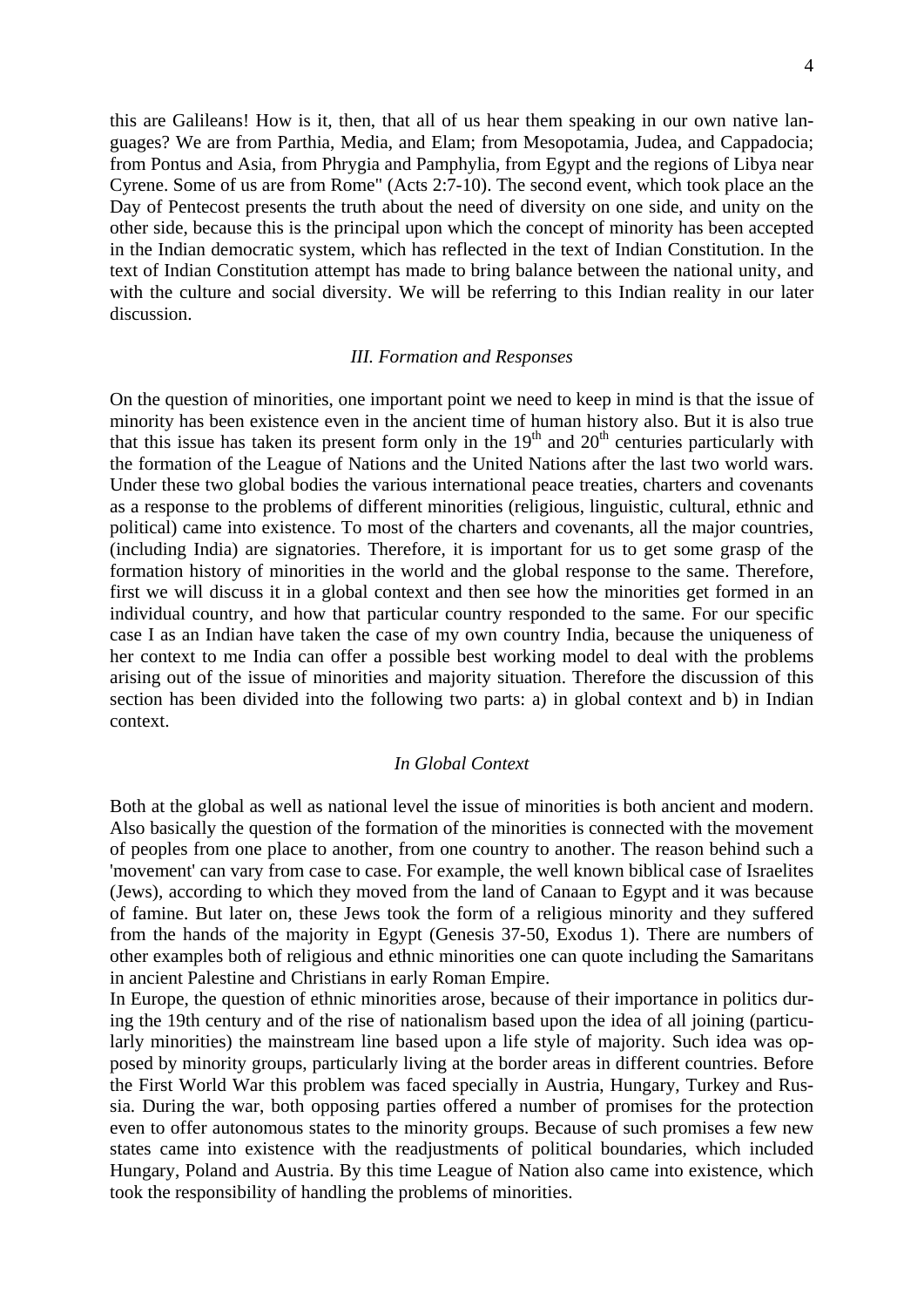this are Galileans! How is it, then, that all of us hear them speaking in our own native languages? We are from Parthia, Media, and Elam; from Mesopotamia, Judea, and Cappadocia; from Pontus and Asia, from Phrygia and Pamphylia, from Egypt and the regions of Libya near Cyrene. Some of us are from Rome" (Acts 2:7-10). The second event, which took place an the Day of Pentecost presents the truth about the need of diversity on one side, and unity on the other side, because this is the principal upon which the concept of minority has been accepted in the Indian democratic system, which has reflected in the text of Indian Constitution. In the text of Indian Constitution attempt has made to bring balance between the national unity, and with the culture and social diversity. We will be referring to this Indian reality in our later discussion.

### *III. Formation and Responses*

On the question of minorities, one important point we need to keep in mind is that the issue of minority has been existence even in the ancient time of human history also. But it is also true that this issue has taken its present form only in the 19th and 20th centuries particularly with the formation of the League of Nations and the United Nations after the last two world wars. Under these two global bodies the various international peace treaties, charters and covenants as a response to the problems of different minorities (religious, linguistic, cultural, ethnic and political) came into existence. To most of the charters and covenants, all the major countries, (including India) are signatories. Therefore, it is important for us to get some grasp of the formation history of minorities in the world and the global response to the same. Therefore, first we will discuss it in a global context and then see how the minorities get formed in an individual country, and how that particular country responded to the same. For our specific case I as an Indian have taken the case of my own country India, because the uniqueness of her context to me India can offer a possible best working model to deal with the problems arising out of the issue of minorities and majority situation. Therefore the discussion of this section has been divided into the following two parts: a) in global context and b) in Indian context.

#### *In Global Context*

Both at the global as well as national level the issue of minorities is both ancient and modern. Also basically the question of the formation of the minorities is connected with the movement of peoples from one place to another, from one country to another. The reason behind such a 'movement' can vary from case to case. For example, the well known biblical case of Israelites (Jews), according to which they moved from the land of Canaan to Egypt and it was because of famine. But later on, these Jews took the form of a religious minority and they suffered from the hands of the majority in Egypt (Genesis 37-50, Exodus 1). There are numbers of other examples both of religious and ethnic minorities one can quote including the Samaritans in ancient Palestine and Christians in early Roman Empire.

In Europe, the question of ethnic minorities arose, because of their importance in politics during the 19th century and of the rise of nationalism based upon the idea of all joining (particularly minorities) the mainstream line based upon a life style of majority. Such idea was opposed by minority groups, particularly living at the border areas in different countries. Before the First World War this problem was faced specially in Austria, Hungary, Turkey and Russia. During the war, both opposing parties offered a number of promises for the protection even to offer autonomous states to the minority groups. Because of such promises a few new states came into existence with the readjustments of political boundaries, which included Hungary, Poland and Austria. By this time League of Nation also came into existence, which took the responsibility of handling the problems of minorities.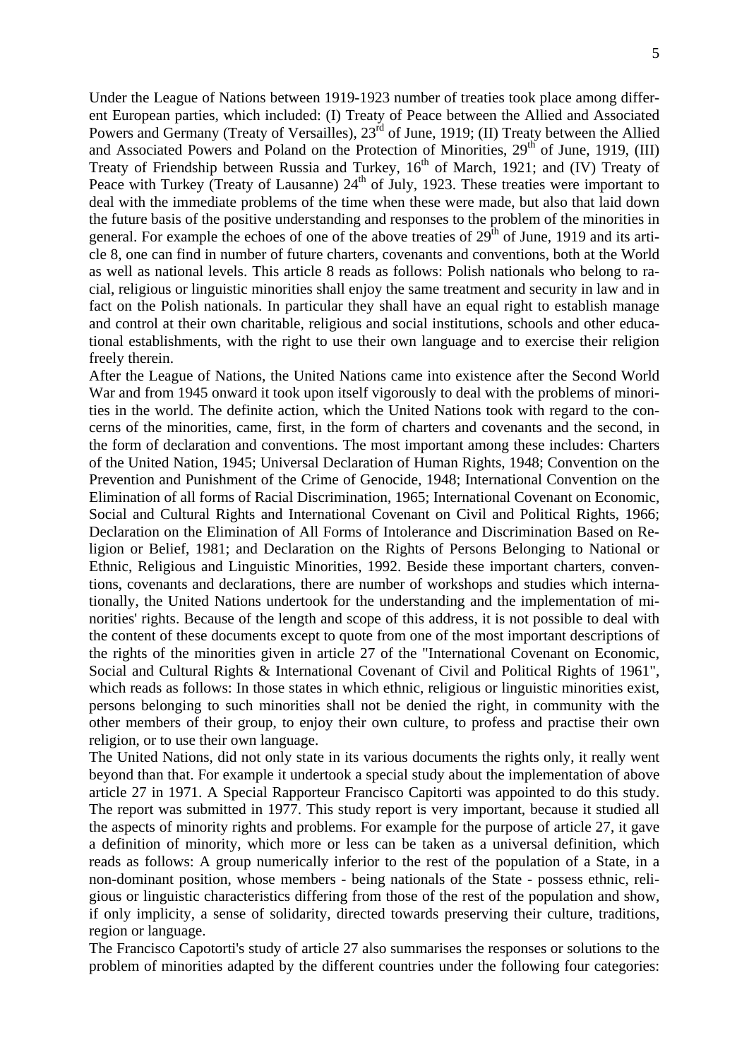Under the League of Nations between 1919-1923 number of treaties took place among different European parties, which included: (I) Treaty of Peace between the Allied and Associated Powers and Germany (Treaty of Versailles), 23rd of June, 1919; (II) Treaty between the Allied and Associated Powers and Poland on the Protection of Minorities, 29th of June, 1919, (III) Treaty of Friendship between Russia and Turkey, 16th of March, 1921; and (IV) Treaty of Peace with Turkey (Treaty of Lausanne) 24th of July, 1923. These treaties were important to deal with the immediate problems of the time when these were made, but also that laid down the future basis of the positive understanding and responses to the problem of the minorities in general. For example the echoes of one of the above treaties of 29th of June, 1919 and its article 8, one can find in number of future charters, covenants and conventions, both at the World as well as national levels. This article 8 reads as follows: Polish nationals who belong to racial, religious or linguistic minorities shall enjoy the same treatment and security in law and in fact on the Polish nationals. In particular they shall have an equal right to establish manage and control at their own charitable, religious and social institutions, schools and other educational establishments, with the right to use their own language and to exercise their religion freely therein.

After the League of Nations, the United Nations came into existence after the Second World War and from 1945 onward it took upon itself vigorously to deal with the problems of minorities in the world. The definite action, which the United Nations took with regard to the concerns of the minorities, came, first, in the form of charters and covenants and the second, in the form of declaration and conventions. The most important among these includes: Charters of the United Nation, 1945; Universal Declaration of Human Rights, 1948; Convention on the Prevention and Punishment of the Crime of Genocide, 1948; International Convention on the Elimination of all forms of Racial Discrimination, 1965; International Covenant on Economic, Social and Cultural Rights and International Covenant on Civil and Political Rights, 1966; Declaration on the Elimination of All Forms of Intolerance and Discrimination Based on Religion or Belief, 1981; and Declaration on the Rights of Persons Belonging to National or Ethnic, Religious and Linguistic Minorities, 1992. Beside these important charters, conventions, covenants and declarations, there are number of workshops and studies which internationally, the United Nations undertook for the understanding and the implementation of minorities' rights. Because of the length and scope of this address, it is not possible to deal with the content of these documents except to quote from one of the most important descriptions of the rights of the minorities given in article 27 of the "International Covenant on Economic, Social and Cultural Rights & International Covenant of Civil and Political Rights of 1961", which reads as follows: In those states in which ethnic, religious or linguistic minorities exist, persons belonging to such minorities shall not be denied the right, in community with the other members of their group, to enjoy their own culture, to profess and practise their own religion, or to use their own language.

The United Nations, did not only state in its various documents the rights only, it really went beyond than that. For example it undertook a special study about the implementation of above article 27 in 1971. A Special Rapporteur Francisco Capitorti was appointed to do this study. The report was submitted in 1977. This study report is very important, because it studied all the aspects of minority rights and problems. For example for the purpose of article 27, it gave a definition of minority, which more or less can be taken as a universal definition, which reads as follows: A group numerically inferior to the rest of the population of a State, in a non-dominant position, whose members - being nationals of the State - possess ethnic, religious or linguistic characteristics differing from those of the rest of the population and show, if only implicity, a sense of solidarity, directed towards preserving their culture, traditions, region or language.

The Francisco Capotorti's study of article 27 also summarises the responses or solutions to the problem of minorities adapted by the different countries under the following four categories: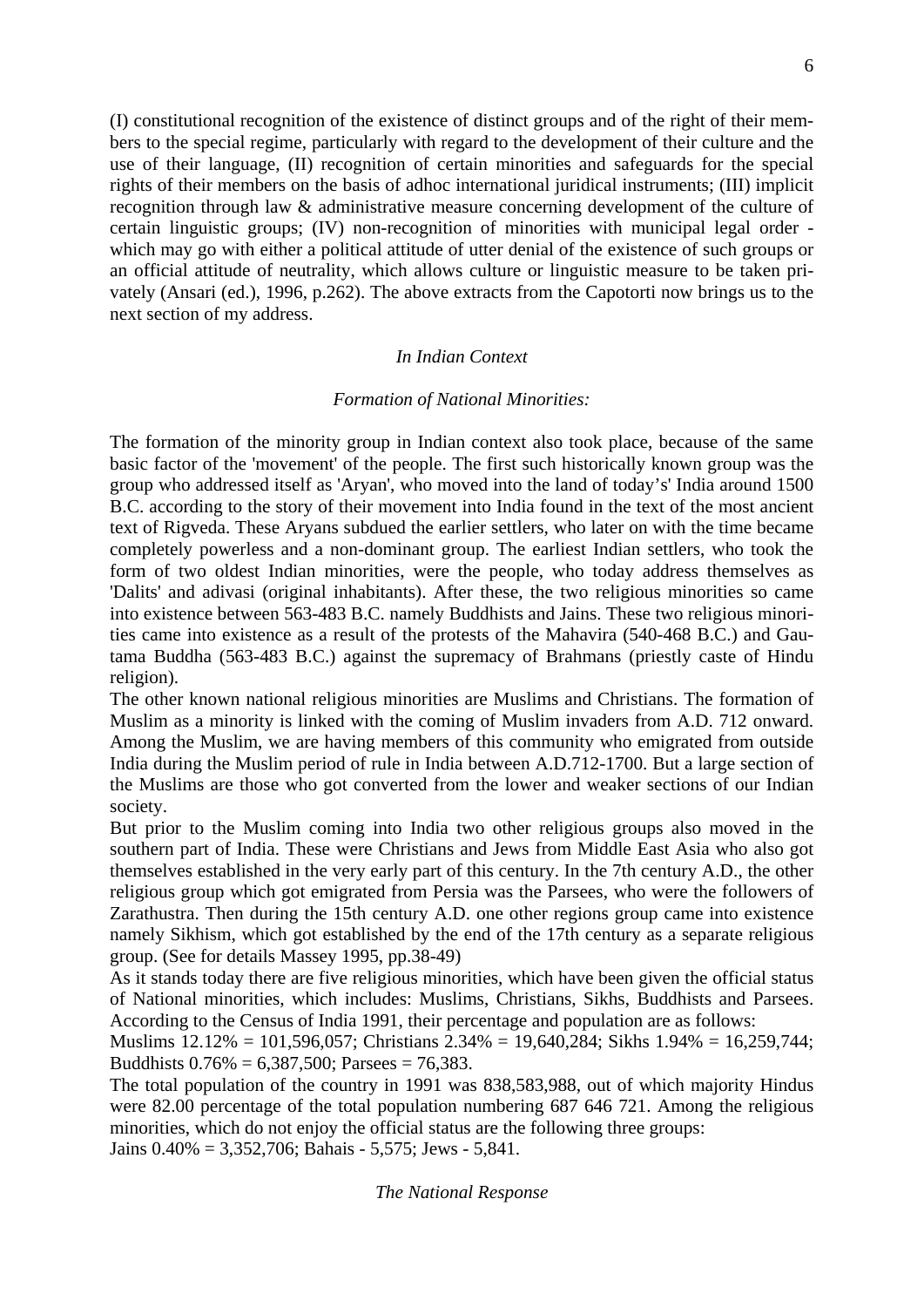(I) constitutional recognition of the existence of distinct groups and of the right of their members to the special regime, particularly with regard to the development of their culture and the use of their language, (II) recognition of certain minorities and safeguards for the special rights of their members on the basis of adhoc international juridical instruments; (III) implicit recognition through law & administrative measure concerning development of the culture of certain linguistic groups; (IV) non-recognition of minorities with municipal legal order - which may go with either a political attitude of utter denial of the existence of such groups or an official attitude of neutrality, which allows culture or linguistic measure to be taken privately (Ansari (ed.), 1996, p.262). The above extracts from the Capotorti now brings us to the next section of my address.

### *In Indian Context*

#### *Formation of National Minorities:*

The formation of the minority group in Indian context also took place, because of the same basic factor of the 'movement' of the people. The first such historically known group was the group who addressed itself as 'Aryan', who moved into the land of today's' India around 1500 B.C. according to the story of their movement into India found in the text of the most ancient text of Rigveda. These Aryans subdued the earlier settlers, who later on with the time became completely powerless and a non-dominant group. The earliest Indian settlers, who took the form of two oldest Indian minorities, were the people, who today address themselves as 'Dalits' and adivasi (original inhabitants). After these, the two religious minorities so came into existence between 563-483 B.C. namely Buddhists and Jains. These two religious minorities came into existence as a result of the protests of the Mahavira (540-468 B.C.) and Gautama Buddha (563-483 B.C.) against the supremacy of Brahmans (priestly caste of Hindu religion).

The other known national religious minorities are Muslims and Christians. The formation of Muslim as a minority is linked with the coming of Muslim invaders from A.D. 712 onward. Among the Muslim, we are having members of this community who emigrated from outside India during the Muslim period of rule in India between A.D.712-1700. But a large section of the Muslims are those who got converted from the lower and weaker sections of our Indian society.

But prior to the Muslim coming into India two other religious groups also moved in the southern part of India. These were Christians and Jews from Middle East Asia who also got themselves established in the very early part of this century. In the 7th century A.D., the other religious group which got emigrated from Persia was the Parsees, who were the followers of Zarathustra. Then during the 15th century A.D. one other regions group came into existence namely Sikhism, which got established by the end of the 17th century as a separate religious group. (See for details Massey 1995, pp.38-49)

As it stands today there are five religious minorities, which have been given the official status of National minorities, which includes: Muslims, Christians, Sikhs, Buddhists and Parsees. According to the Census of India 1991, their percentage and population are as follows:

Muslims 12.12% = 101,596,057; Christians 2.34% = 19,640,284; Sikhs 1.94% = 16,259,744; Buddhists 0.76% = 6,387,500; Parsees = 76,383.

The total population of the country in 1991 was 838,583,988, out of which majority Hindus were 82.00 percentage of the total population numbering 687 646 721. Among the religious minorities, which do not enjoy the official status are the following three groups:

Jains 0.40% = 3,352,706; Bahais - 5,575; Jews - 5,841.

#### *The National Response*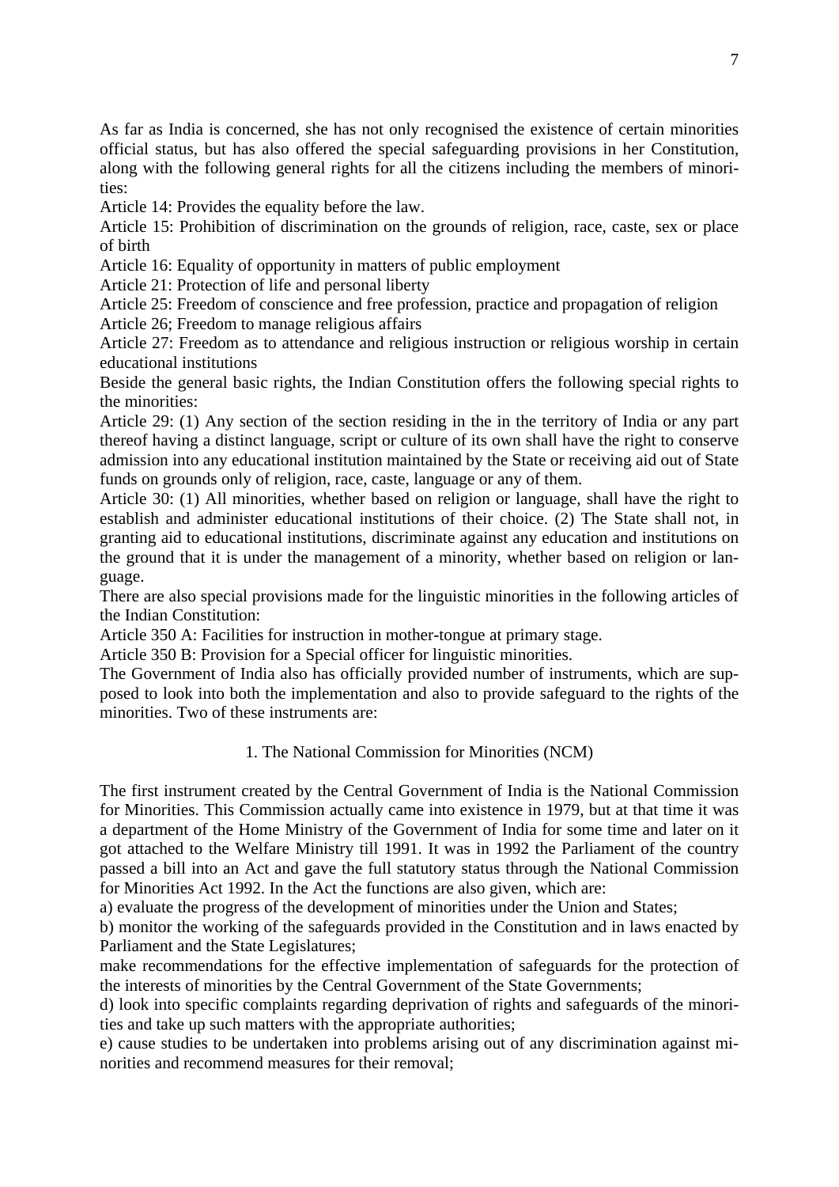As far as India is concerned, she has not only recognised the existence of certain minorities official status, but has also offered the special safeguarding provisions in her Constitution, along with the following general rights for all the citizens including the members of minorities:

Article 14: Provides the equality before the law.

Article 15: Prohibition of discrimination on the grounds of religion, race, caste, sex or place of birth

Article 16: Equality of opportunity in matters of public employment

Article 21: Protection of life and personal liberty

Article 25: Freedom of conscience and free profession, practice and propagation of religion

Article 26; Freedom to manage religious affairs

Article 27: Freedom as to attendance and religious instruction or religious worship in certain educational institutions

Beside the general basic rights, the Indian Constitution offers the following special rights to the minorities:

Article 29: (1) Any section of the section residing in the in the territory of India or any part thereof having a distinct language, script or culture of its own shall have the right to conserve admission into any educational institution maintained by the State or receiving aid out of State funds on grounds only of religion, race, caste, language or any of them.

Article 30: (1) All minorities, whether based on religion or language, shall have the right to establish and administer educational institutions of their choice. (2) The State shall not, in granting aid to educational institutions, discriminate against any education and institutions on the ground that it is under the management of a minority, whether based on religion or language.

There are also special provisions made for the linguistic minorities in the following articles of the Indian Constitution:

Article 350 A: Facilities for instruction in mother-tongue at primary stage.

Article 350 B: Provision for a Special officer for linguistic minorities.

The Government of India also has officially provided number of instruments, which are supposed to look into both the implementation and also to provide safeguard to the rights of the minorities. Two of these instruments are:

1. The National Commission for Minorities (NCM)

The first instrument created by the Central Government of India is the National Commission for Minorities. This Commission actually came into existence in 1979, but at that time it was a department of the Home Ministry of the Government of India for some time and later on it got attached to the Welfare Ministry till 1991. It was in 1992 the Parliament of the country passed a bill into an Act and gave the full statutory status through the National Commission for Minorities Act 1992. In the Act the functions are also given, which are:

a) evaluate the progress of the development of minorities under the Union and States;

b) monitor the working of the safeguards provided in the Constitution and in laws enacted by Parliament and the State Legislatures;

make recommendations for the effective implementation of safeguards for the protection of the interests of minorities by the Central Government of the State Governments;

d) look into specific complaints regarding deprivation of rights and safeguards of the minorities and take up such matters with the appropriate authorities;

e) cause studies to be undertaken into problems arising out of any discrimination against minorities and recommend measures for their removal;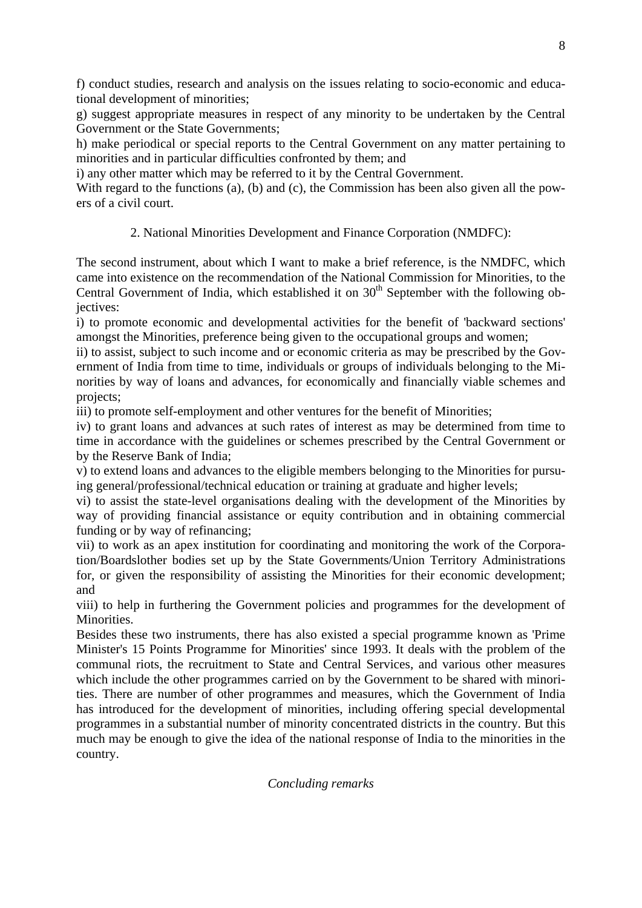f) conduct studies, research and analysis on the issues relating to socio-economic and educational development of minorities;

g) suggest appropriate measures in respect of any minority to be undertaken by the Central Government or the State Governments;

h) make periodical or special reports to the Central Government on any matter pertaining to minorities and in particular difficulties confronted by them; and

i) any other matter which may be referred to it by the Central Government.

With regard to the functions (a), (b) and (c), the Commission has been also given all the powers of a civil court.

2. National Minorities Development and Finance Corporation (NMDFC):

The second instrument, about which I want to make a brief reference, is the NMDFC, which came into existence on the recommendation of the National Commission for Minorities, to the Central Government of India, which established it on 30th September with the following objectives:

i) to promote economic and developmental activities for the benefit of 'backward sections' amongst the Minorities, preference being given to the occupational groups and women;

ii) to assist, subject to such income and or economic criteria as may be prescribed by the Government of India from time to time, individuals or groups of individuals belonging to the Minorities by way of loans and advances, for economically and financially viable schemes and projects;

iii) to promote self-employment and other ventures for the benefit of Minorities;

iv) to grant loans and advances at such rates of interest as may be determined from time to time in accordance with the guidelines or schemes prescribed by the Central Government or by the Reserve Bank of India;

v) to extend loans and advances to the eligible members belonging to the Minorities for pursuing general/professional/technical education or training at graduate and higher levels;

vi) to assist the state-level organisations dealing with the development of the Minorities by way of providing financial assistance or equity contribution and in obtaining commercial funding or by way of refinancing;

vii) to work as an apex institution for coordinating and monitoring the work of the Corporation/Boardslother bodies set up by the State Governments/Union Territory Administrations for, or given the responsibility of assisting the Minorities for their economic development; and

viii) to help in furthering the Government policies and programmes for the development of Minorities.

Besides these two instruments, there has also existed a special programme known as 'Prime Minister's 15 Points Programme for Minorities' since 1993. It deals with the problem of the communal riots, the recruitment to State and Central Services, and various other measures which include the other programmes carried on by the Government to be shared with minorities. There are number of other programmes and measures, which the Government of India has introduced for the development of minorities, including offering special developmental programmes in a substantial number of minority concentrated districts in the country. But this much may be enough to give the idea of the national response of India to the minorities in the country.

*Concluding remarks*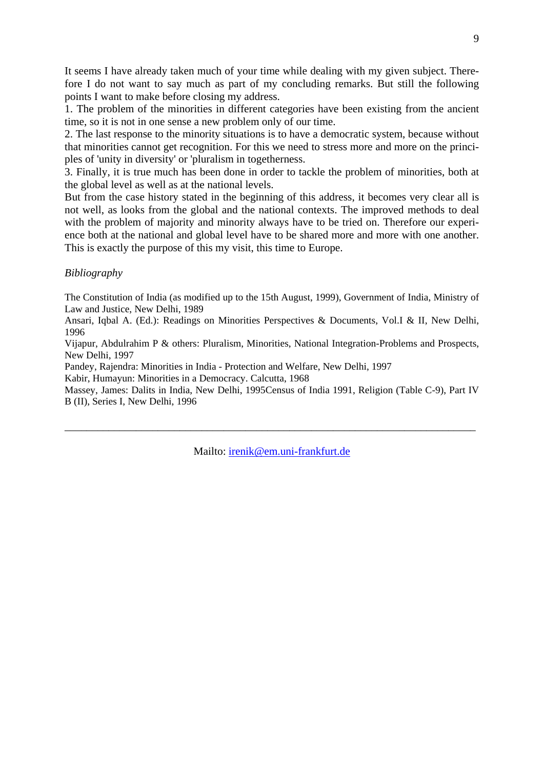It seems I have already taken much of your time while dealing with my given subject. Therefore I do not want to say much as part of my concluding remarks. But still the following points I want to make before closing my address.

1. The problem of the minorities in different categories have been existing from the ancient time, so it is not in one sense a new problem only of our time.
2. The last response to the minority situations is to have a democratic system, because without that minorities cannot get recognition. For this we need to stress more and more on the principles of 'unity in diversity' or 'pluralism in togetherness.
3. Finally, it is true much has been done in order to tackle the problem of minorities, both at the global level as well as at the national levels.

But from the case history stated in the beginning of this address, it becomes very clear all is not well, as looks from the global and the national contexts. The improved methods to deal with the problem of majority and minority always have to be tried on. Therefore our experience both at the national and global level have to be shared more and more with one another. This is exactly the purpose of this my visit, this time to Europe.

*Bibliography*

The Constitution of India (as modified up to the 15th August, 1999), Government of India, Ministry of Law and Justice, New Delhi, 1989

Ansari, Iqbal A. (Ed.): Readings on Minorities Perspectives & Documents, Vol.I & II, New Delhi, 1996

Vijapur, Abdulrahim P & others: Pluralism, Minorities, National Integration-Problems and Prospects, New Delhi, 1997

Pandey, Rajendra: Minorities in India - Protection and Welfare, New Delhi, 1997

Kabir, Humayun: Minorities in a Democracy. Calcutta, 1968

Massey, James: Dalits in India, New Delhi, 1995Census of India 1991, Religion (Table C-9), Part IV B (II), Series I, New Delhi, 1996

---

Mailto: irenik@em.uni-frankfurt.de